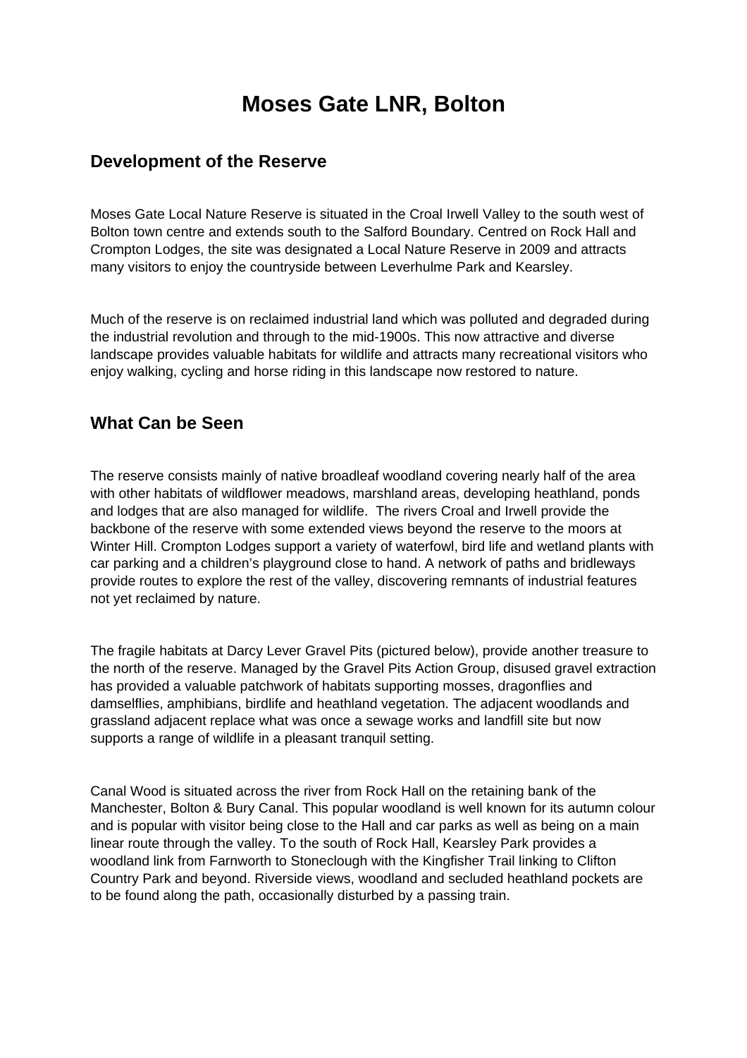# Moses Gate LNR, Bolton

## Development of the Reserve

Moses Gate Local Nature Reserve is situated in the Croal Irwell Valley to the south west of Bolton town centre and extends south to the Salford Boundary. Centred on Rock Hall and Crompton Lodges, the site was designated a Local Nature Reserve in 2009 and attracts many visitors to enjoy the countryside between Leverhulme Park and Kearsley.

Much of the reserve is on reclaimed industrial land which was polluted and degraded during the industrial revolution and through to the mid-1900s. This now attractive and diverse landscape provides valuable habitats for wildlife and attracts many recreational visitors who enjoy walking, cycling and horse riding in this landscape now restored to nature.

## What Can be Seen

The reserve consists mainly of native broadleaf woodland covering nearly half of the area with other habitats of wildflower meadows, marshland areas, developing heathland, ponds and lodges that are also managed for wildlife. The rivers Croal and Irwell provide the backbone of the reserve with some extended views beyond the reserve to the moors at Winter Hill. Crompton Lodges support a variety of waterfowl, bird life and wetland plants with car parking and a children's playground close to hand. A network of paths and bridleways provide routes to explore the rest of the valley, discovering remnants of industrial features not yet reclaimed by nature.

The fragile habitats at Darcy Lever Gravel Pits (pictured below), provide another treasure to the north of the reserve. Managed by the Gravel Pits Action Group, disused gravel extraction has provided a valuable patchwork of habitats supporting mosses, dragonflies and damselflies, amphibians, birdlife and heathland vegetation. The adjacent woodlands and grassland adjacent replace what was once a sewage works and landfill site but now supports a range of wildlife in a pleasant tranquil setting.

Canal Wood is situated across the river from Rock Hall on the retaining bank of the Manchester, Bolton & Bury Canal. This popular woodland is well known for its autumn colour and is popular with visitor being close to the Hall and car parks as well as being on a main linear route through the valley. To the south of Rock Hall, Kearsley Park provides a woodland link from Farnworth to Stoneclough with the Kingfisher Trail linking to Clifton Country Park and beyond. Riverside views, woodland and secluded heathland pockets are to be found along the path, occasionally disturbed by a passing train.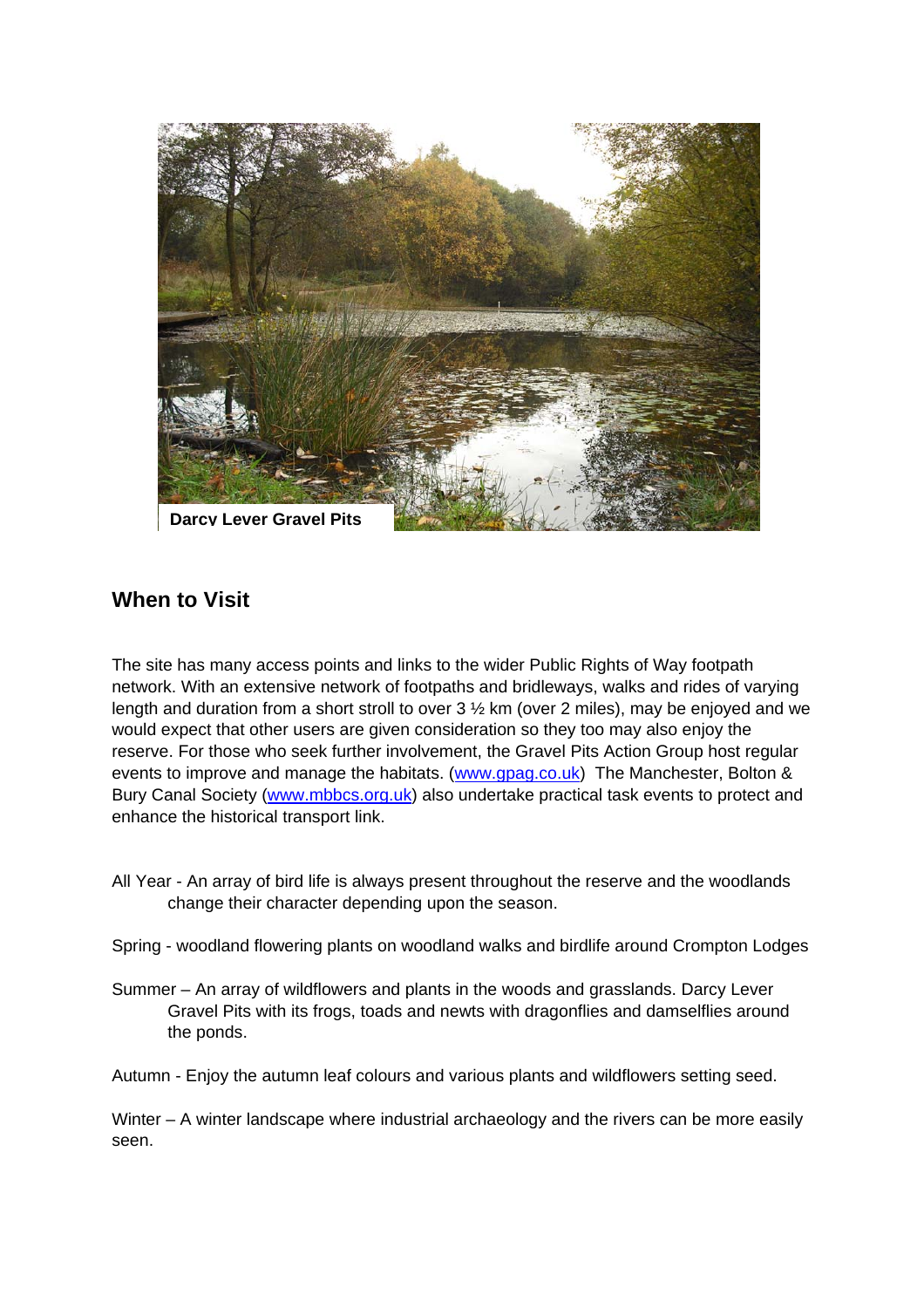Darcy Lever Gravel Pits

## When to Visit

The site has many access points and links to the wider Public Rights of Way footpath network. With an extensive network of footpaths and bridleways, walks and rides of varying length and duration from a short stroll to over 3 ½ km (over 2 miles), may be enjoyed and we would expect that other users are given consideration so they too may also enjoy the reserve. For those who seek further involvement, the Gravel Pits Action Group host regular events to improve and manage the habitats. (www.gpag.co.uk) The Manchester, Bolton & Bury Canal Society (www.mbbcs.org.uk) also undertake practical task events to protect and enhance the historical transport link.

All Year - An array of bird life is always present throughout the reserve and the woodlands change their character depending upon the season.

Spring - woodland flowering plants on woodland walks and birdlife around Crompton Lodges

Summer – An array of wildflowers and plants in the woods and grasslands. Darcy Lever Gravel Pits with its frogs, toads and newts with dragonflies and damselflies around the ponds.

Autumn - Enjoy the autumn leaf colours and various plants and wildflowers setting seed.

Winter – A winter landscape where industrial archaeology and the rivers can be more easily seen.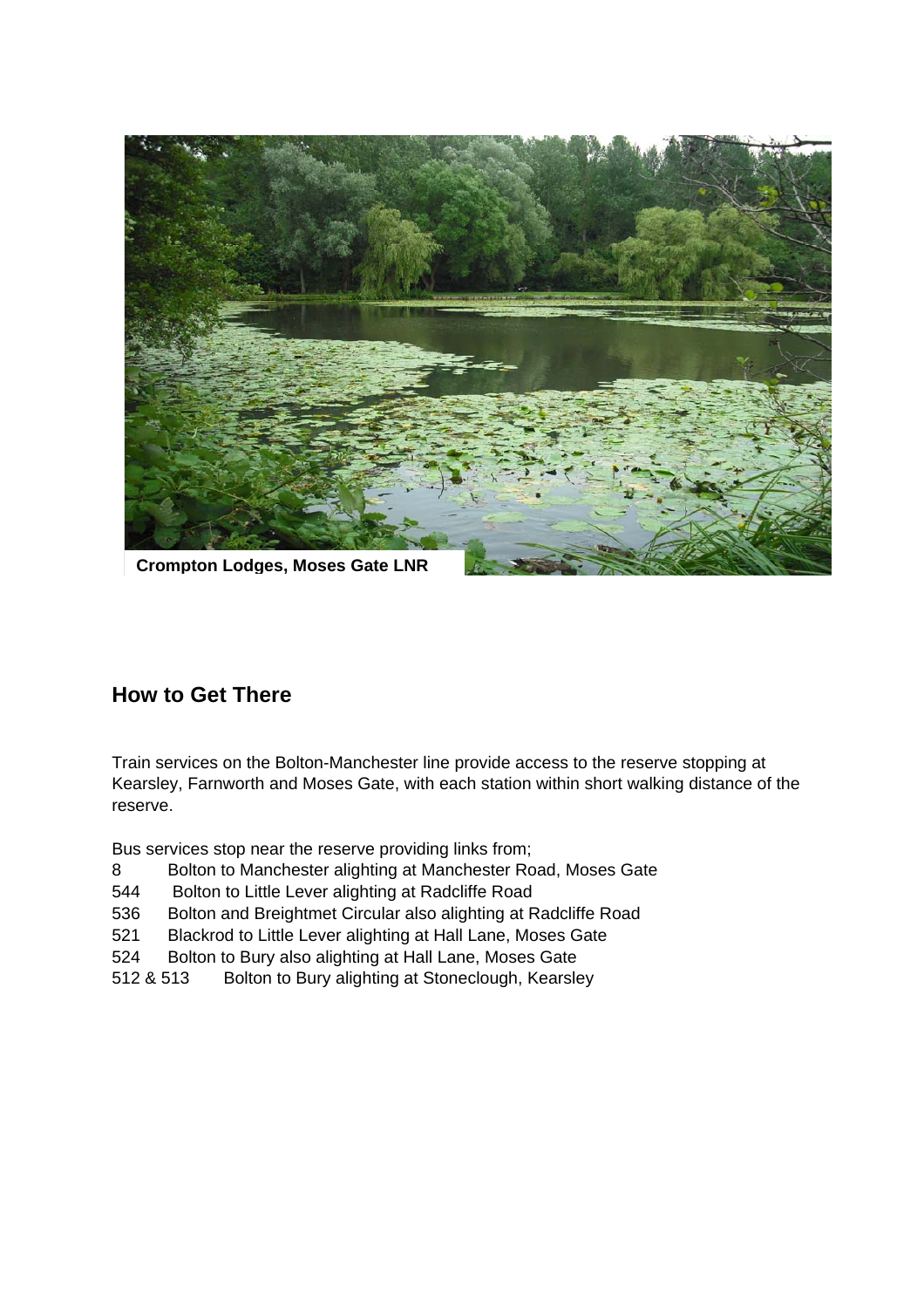Crompton Lodges, Moses Gate LNR

## How to Get There

Train services on the Bolton-Manchester line provide access to the reserve stopping at Kearsley, Farnworth and Moses Gate, with each station within short walking distance of the reserve.

Bus services stop near the reserve providing links from;

8 Bolton to Manchester alighting at Manchester Road, Moses Gate
544 Bolton to Little Lever alighting at Radcliffe Road
536 Bolton and Breightmet Circular also alighting at Radcliffe Road
521 Blackrod to Little Lever alighting at Hall Lane, Moses Gate
524 Bolton to Bury also alighting at Hall Lane, Moses Gate
512 & 513 Bolton to Bury alighting at Stoneclough, Kearsley